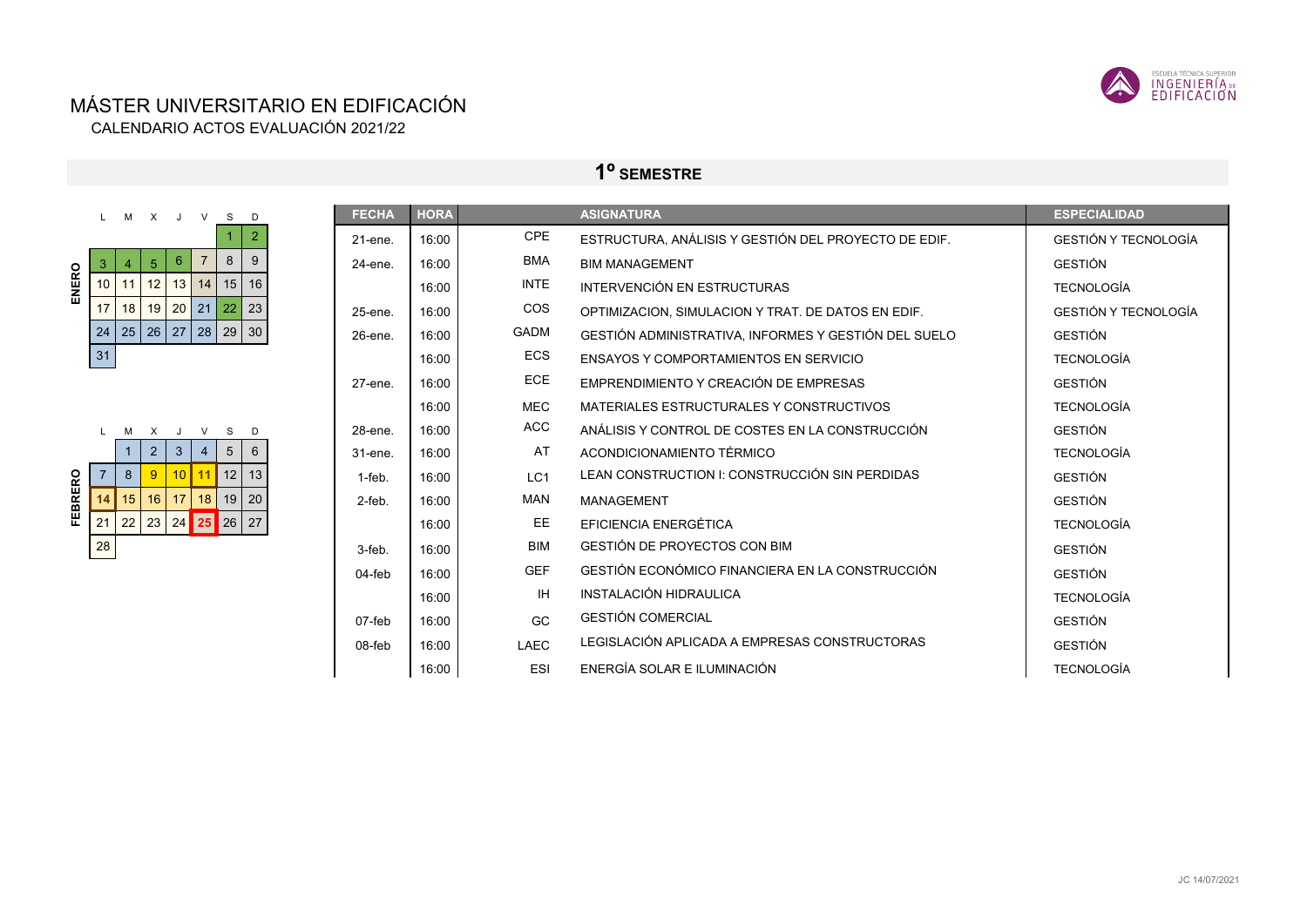# MÁSTER UNIVERSITARIO EN EDIFICACIÓN

CALENDARIO ACTOS EVALUACIÓN 2021/22

ESCUELA TÉCNICA SUPERIOR INGENIERÍA DE EDIFICACIÓN

## 1º SEMESTRE

**ENERO**

| L | M | X | J | V | S | D |
|---|---|---|---|---|---|---|
| | | | | | 1 | 2 |
| 3 | 4 | 5 | 6 | 7 | 8 | 9 |
| 10 | 11 | 12 | 13 | 14 | 15 | 16 |
| 17 | 18 | 19 | 20 | 21 | 22 | 23 |
| 24 | 25 | 26 | 27 | 28 | 29 | 30 |
| 31 | | | | | | |

**FEBRERO**

| L | M | X | J | V | S | D |
|---|---|---|---|---|---|---|
| | 1 | 2 | 3 | 4 | 5 | 6 |
| 7 | 8 | 9 | 10 | 11 | 12 | 13 |
| 14 | 15 | 16 | 17 | 18 | 19 | 20 |
| 21 | 22 | 23 | 24 | 25 | 26 | 27 |
| 28 | | | | | | |

| FECHA | HORA | | ASIGNATURA | ESPECIALIDAD |
|---|---|---|---|---|
| 21-ene. | 16:00 | CPE | ESTRUCTURA, ANÁLISIS Y GESTIÓN DEL PROYECTO DE EDIF. | GESTIÓN Y TECNOLOGÍA |
| 24-ene. | 16:00 | BMA | BIM MANAGEMENT | GESTIÓN |
| | 16:00 | INTE | INTERVENCIÓN EN ESTRUCTURAS | TECNOLOGÍA |
| 25-ene. | 16:00 | COS | OPTIMIZACION, SIMULACION Y TRAT. DE DATOS EN EDIF. | GESTIÓN Y TECNOLOGÍA |
| 26-ene. | 16:00 | GADM | GESTIÓN ADMINISTRATIVA, INFORMES Y GESTIÓN DEL SUELO | GESTIÓN |
| | 16:00 | ECS | ENSAYOS Y COMPORTAMIENTOS EN SERVICIO | TECNOLOGÍA |
| 27-ene. | 16:00 | ECE | EMPRENDIMIENTO Y CREACIÓN DE EMPRESAS | GESTIÓN |
| | 16:00 | MEC | MATERIALES ESTRUCTURALES Y CONSTRUCTIVOS | TECNOLOGÍA |
| 28-ene. | 16:00 | ACC | ANÁLISIS Y CONTROL DE COSTES EN LA CONSTRUCCIÓN | GESTIÓN |
| 31-ene. | 16:00 | AT | ACONDICIONAMIENTO TÉRMICO | TECNOLOGÍA |
| 1-feb. | 16:00 | LC1 | LEAN CONSTRUCTION I: CONSTRUCCIÓN SIN PERDIDAS | GESTIÓN |
| 2-feb. | 16:00 | MAN | MANAGEMENT | GESTIÓN |
| | 16:00 | EE | EFICIENCIA ENERGÉTICA | TECNOLOGÍA |
| 3-feb. | 16:00 | BIM | GESTIÓN DE PROYECTOS CON BIM | GESTIÓN |
| 04-feb | 16:00 | GEF | GESTIÓN ECONÓMICO FINANCIERA EN LA CONSTRUCCIÓN | GESTIÓN |
| | 16:00 | IH | INSTALACIÓN HIDRAULICA | TECNOLOGÍA |
| 07-feb | 16:00 | GC | GESTIÓN COMERCIAL | GESTIÓN |
| 08-feb | 16:00 | LAEC | LEGISLACIÓN APLICADA A EMPRESAS CONSTRUCTORAS | GESTIÓN |
| | 16:00 | ESI | ENERGÍA SOLAR E ILUMINACIÓN | TECNOLOGÍA |

JC 14/07/2021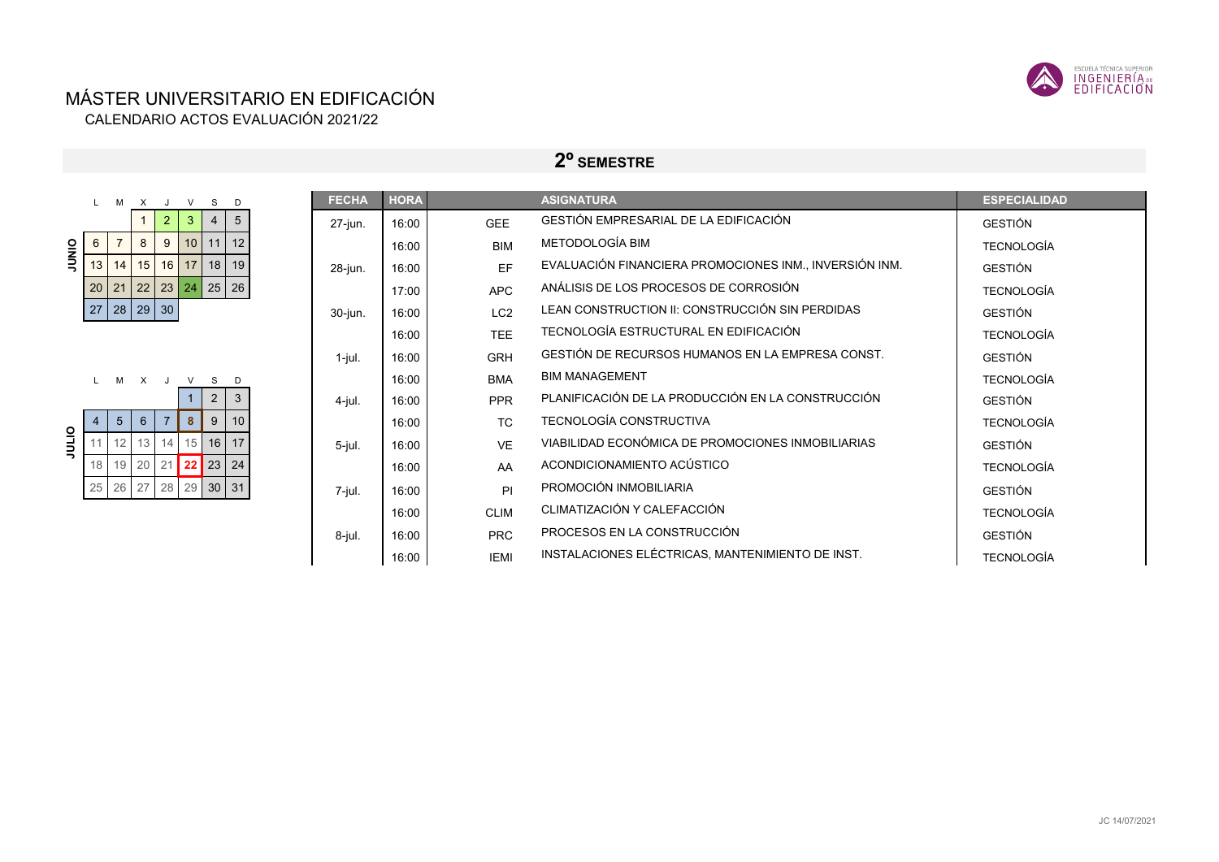# MÁSTER UNIVERSITARIO EN EDIFICACIÓN

CALENDARIO ACTOS EVALUACIÓN 2021/22

ESCUELA TÉCNICA SUPERIOR INGENIERÍA DE EDIFICACIÓN

## 2º SEMESTRE

**JUNIO**

| L | M | X | J | V | S | D |
|---|---|---|---|---|---|---|
| | | 1 | 2 | 3 | 4 | 5 |
| 6 | 7 | 8 | 9 | 10 | 11 | 12 |
| 13 | 14 | 15 | 16 | 17 | 18 | 19 |
| 20 | 21 | 22 | 23 | 24 | 25 | 26 |
| 27 | 28 | 29 | 30 | | | |

**JULIO**

| L | M | X | J | V | S | D |
|---|---|---|---|---|---|---|
| | | | | 1 | 2 | 3 |
| 4 | 5 | 6 | 7 | 8 | 9 | 10 |
| 11 | 12 | 13 | 14 | 15 | 16 | 17 |
| 18 | 19 | 20 | 21 | 22 | 23 | 24 |
| 25 | 26 | 27 | 28 | 29 | 30 | 31 |

| FECHA | HORA | | ASIGNATURA | ESPECIALIDAD |
|---|---|---|---|---|
| 27-jun. | 16:00 | GEE | GESTIÓN EMPRESARIAL DE LA EDIFICACIÓN | GESTIÓN |
| | 16:00 | BIM | METODOLOGÍA BIM | TECNOLOGÍA |
| 28-jun. | 16:00 | EF | EVALUACIÓN FINANCIERA PROMOCIONES INM., INVERSIÓN INM. | GESTIÓN |
| | 17:00 | APC | ANÁLISIS DE LOS PROCESOS DE CORROSIÓN | TECNOLOGÍA |
| 30-jun. | 16:00 | LC2 | LEAN CONSTRUCTION II: CONSTRUCCIÓN SIN PERDIDAS | GESTIÓN |
| | 16:00 | TEE | TECNOLOGÍA ESTRUCTURAL EN EDIFICACIÓN | TECNOLOGÍA |
| 1-jul. | 16:00 | GRH | GESTIÓN DE RECURSOS HUMANOS EN LA EMPRESA CONST. | GESTIÓN |
| | 16:00 | BMA | BIM MANAGEMENT | TECNOLOGÍA |
| 4-jul. | 16:00 | PPR | PLANIFICACIÓN DE LA PRODUCCIÓN EN LA CONSTRUCCIÓN | GESTIÓN |
| | 16:00 | TC | TECNOLOGÍA CONSTRUCTIVA | TECNOLOGÍA |
| 5-jul. | 16:00 | VE | VIABILIDAD ECONÓMICA DE PROMOCIONES INMOBILIARIAS | GESTIÓN |
| | 16:00 | AA | ACONDICIONAMIENTO ACÚSTICO | TECNOLOGÍA |
| 7-jul. | 16:00 | PI | PROMOCIÓN INMOBILIARIA | GESTIÓN |
| | 16:00 | CLIM | CLIMATIZACIÓN Y CALEFACCIÓN | TECNOLOGÍA |
| 8-jul. | 16:00 | PRC | PROCESOS EN LA CONSTRUCCIÓN | GESTIÓN |
| | 16:00 | IEMI | INSTALACIONES ELÉCTRICAS, MANTENIMIENTO DE INST. | TECNOLOGÍA |

JC 14/07/2021